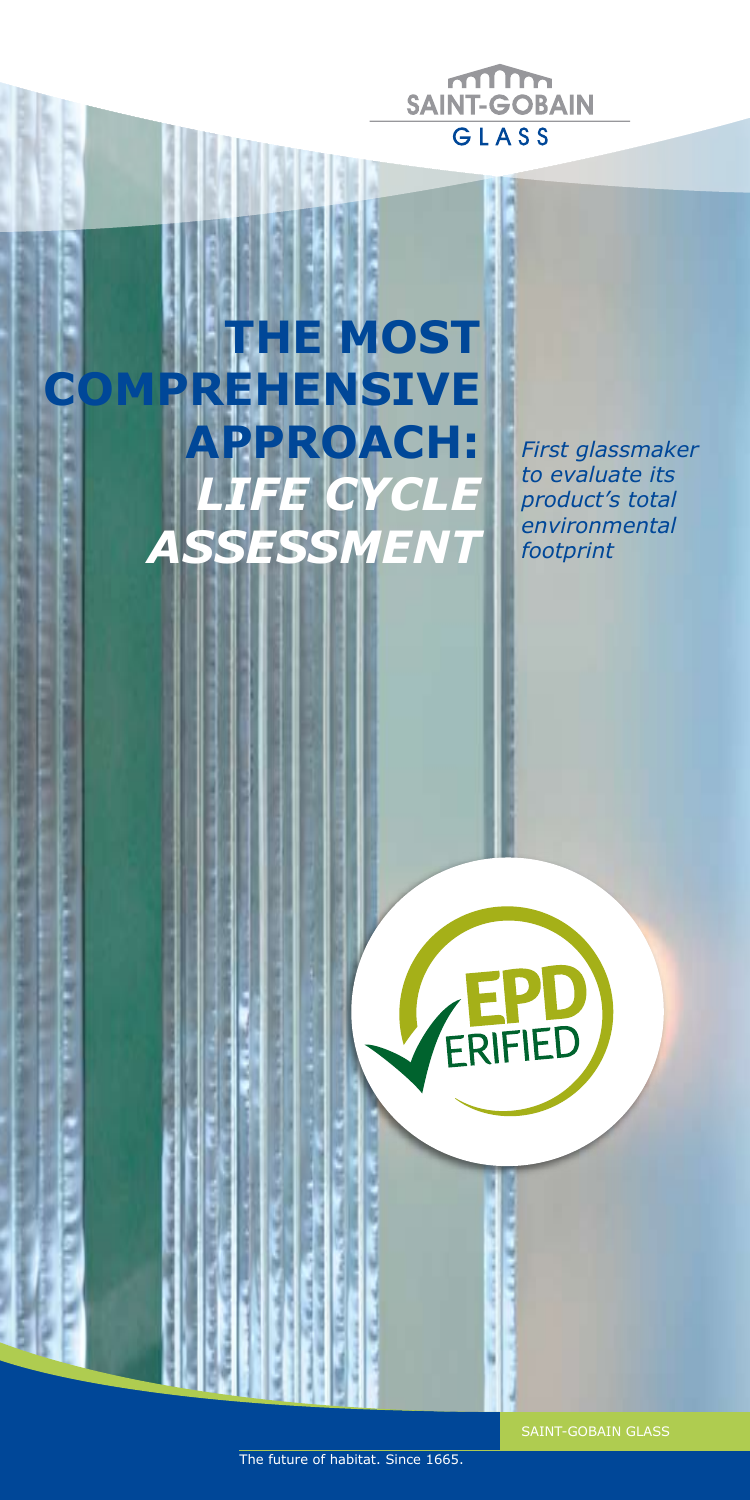SAINT-GOBAIN

GLASS

# THE MOST COMPREHENSIVE APPROACH: *LIFE CYCLE ASSESSMENT*

*First glassmaker to evaluate its product's total environmental footprint*

EPD VERIFIED

SAINT-GOBAIN GLASS

The future of habitat. Since 1665.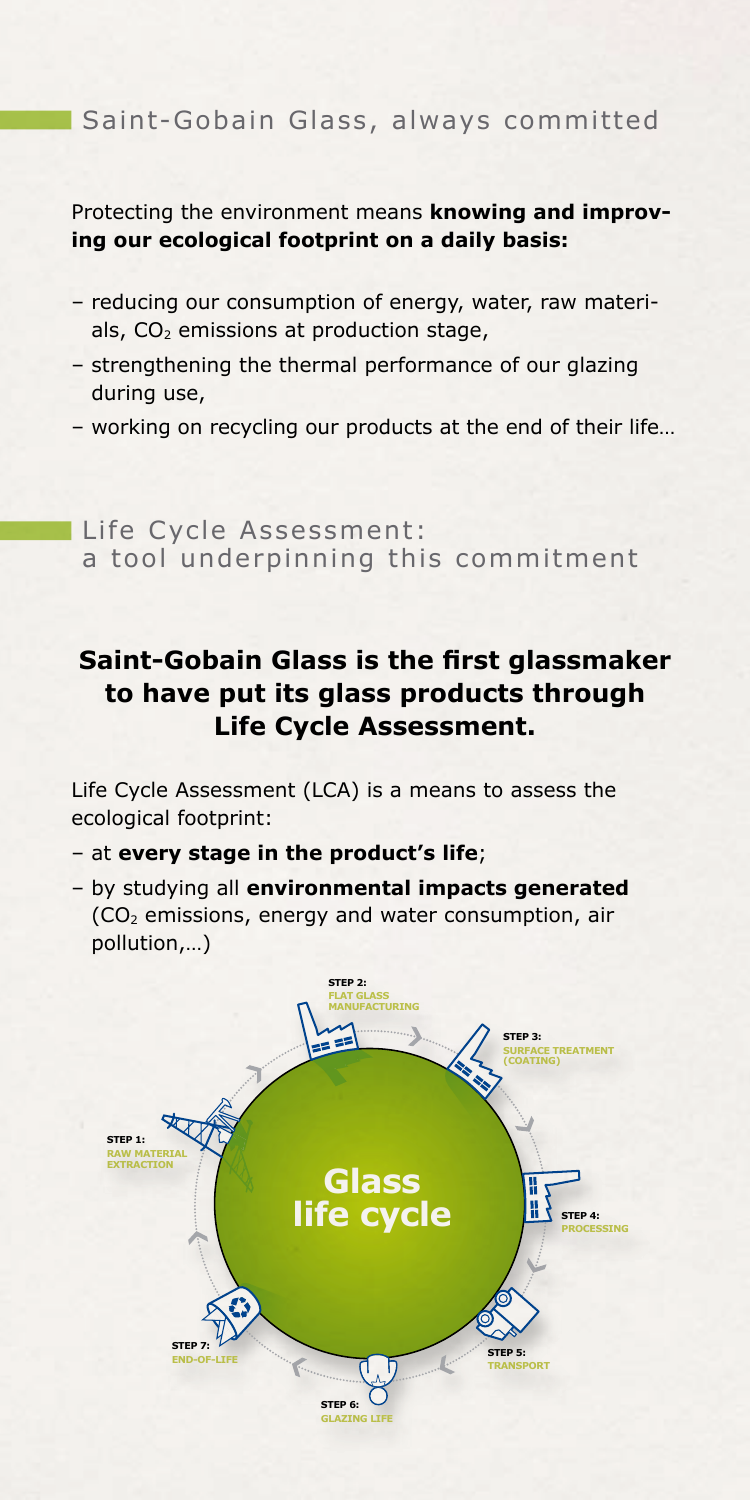## Saint-Gobain Glass, always committed

Protecting the environment means **knowing and improving our ecological footprint on a daily basis:**

- reducing our consumption of energy, water, raw materials, $CO_2$ emissions at production stage,
- strengthening the thermal performance of our glazing during use,
- working on recycling our products at the end of their life…

## Life Cycle Assessment: a tool underpinning this commitment

### Saint-Gobain Glass is the first glassmaker to have put its glass products through Life Cycle Assessment.

Life Cycle Assessment (LCA) is a means to assess the ecological footprint:

- at **every stage in the product's life**;
- by studying all **environmental impacts generated** ($CO_2$ emissions, energy and water consumption, air pollution,…)

**Glass life cycle**

- **STEP 1:** RAW MATERIAL EXTRACTION
- **STEP 2:** FLAT GLASS MANUFACTURING
- **STEP 3:** SURFACE TREATMENT (COATING)
- **STEP 4:** PROCESSING
- **STEP 5:** TRANSPORT
- **STEP 6:** GLAZING LIFE
- **STEP 7:** END-OF-LIFE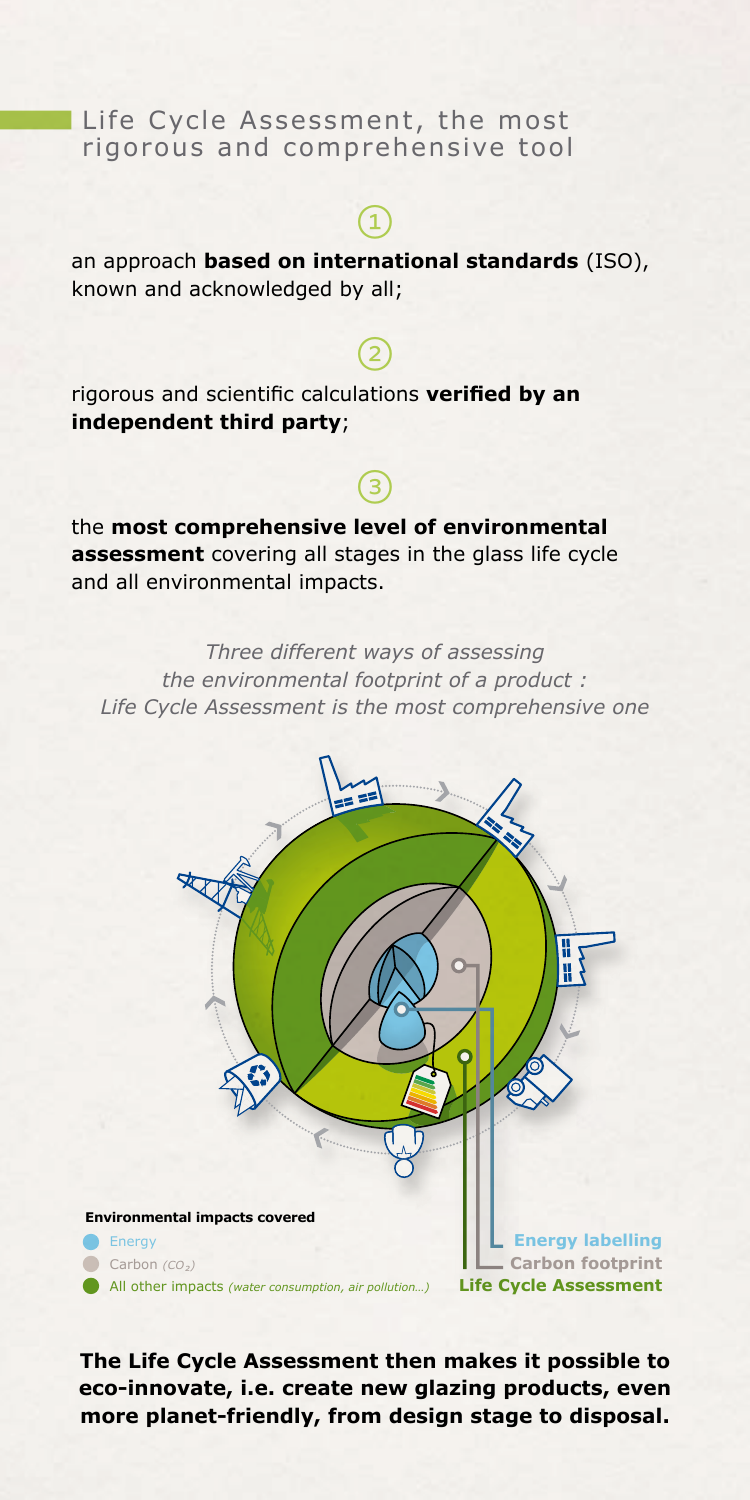## Life Cycle Assessment, the most rigorous and comprehensive tool

1

an approach **based on international standards** (ISO), known and acknowledged by all;

2

rigorous and scientific calculations **verified by an independent third party**;

3

the **most comprehensive level of environmental assessment** covering all stages in the glass life cycle and all environmental impacts.

*Three different ways of assessing the environmental footprint of a product : Life Cycle Assessment is the most comprehensive one*

**Environmental impacts covered**

- Energy
- Carbon *($CO_2$)*
- All other impacts *(water consumption, air pollution…)*

**Energy labelling**
**Carbon footprint**
**Life Cycle Assessment**

**The Life Cycle Assessment then makes it possible to eco-innovate, i.e. create new glazing products, even more planet-friendly, from design stage to disposal.**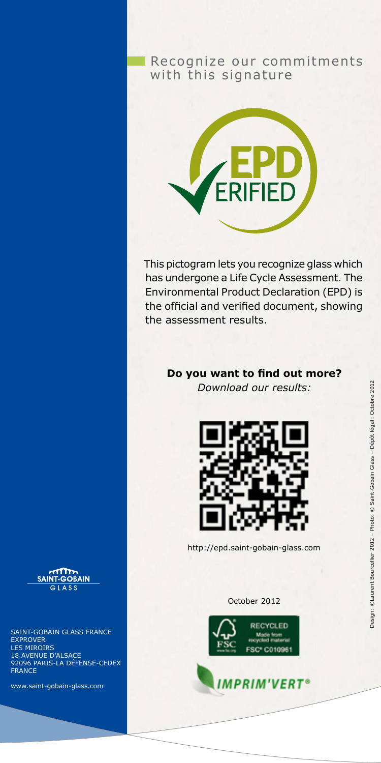## Recognize our commitments with this signature

EPD VERIFIED

This pictogram lets you recognize glass which has undergone a Life Cycle Assessment. The Environmental Product Declaration (EPD) is the official and verified document, showing the assessment results.

**Do you want to find out more?**

*Download our results:*

http://epd.saint-gobain-glass.com

October 2012

FSC RECYCLED Made from recycled material FSC® C010951

IMPRIM'VERT®

Design: ©Laurent Bourcellier 2012 – Photo: © Saint-Gobain Glass – Dépôt légal : Octobre 2012

SAINT-GOBAIN GLASS

SAINT-GOBAIN GLASS FRANCE
EXPROVER
LES MIROIRS
18 AVENUE D'ALSACE
92096 PARIS-LA DÉFENSE-CEDEX
FRANCE

www.saint-gobain-glass.com